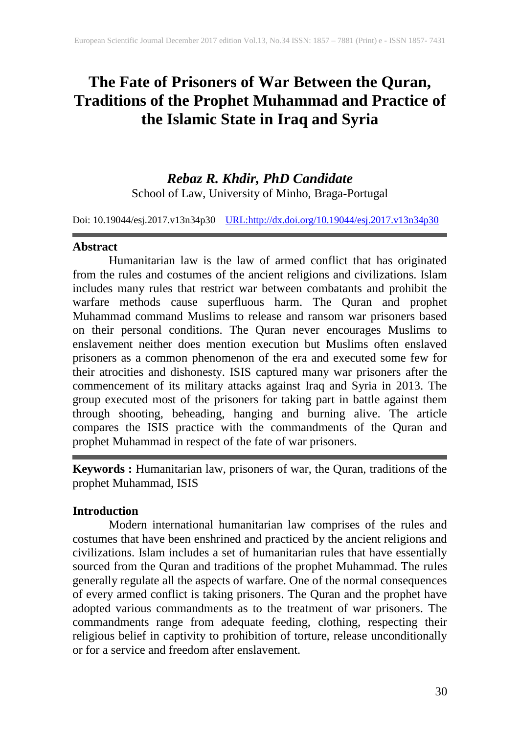# The Fate of Prisoners of War Between the Quran, Traditions of the Prophet Muhammad and Practice of the Islamic State in Iraq and Syria

***Rebaz R. Khdir, PhD Candidate***
School of Law, University of Minho, Braga-Portugal

Doi: 10.19044/esj.2017.v13n34p30 URL:http://dx.doi.org/10.19044/esj.2017.v13n34p30

## Abstract

Humanitarian law is the law of armed conflict that has originated from the rules and costumes of the ancient religions and civilizations. Islam includes many rules that restrict war between combatants and prohibit the warfare methods cause superfluous harm. The Quran and prophet Muhammad command Muslims to release and ransom war prisoners based on their personal conditions. The Quran never encourages Muslims to enslavement neither does mention execution but Muslims often enslaved prisoners as a common phenomenon of the era and executed some few for their atrocities and dishonesty. ISIS captured many war prisoners after the commencement of its military attacks against Iraq and Syria in 2013. The group executed most of the prisoners for taking part in battle against them through shooting, beheading, hanging and burning alive. The article compares the ISIS practice with the commandments of the Quran and prophet Muhammad in respect of the fate of war prisoners.

**Keywords :** Humanitarian law, prisoners of war, the Quran, traditions of the prophet Muhammad, ISIS

## Introduction

Modern international humanitarian law comprises of the rules and costumes that have been enshrined and practiced by the ancient religions and civilizations. Islam includes a set of humanitarian rules that have essentially sourced from the Quran and traditions of the prophet Muhammad. The rules generally regulate all the aspects of warfare. One of the normal consequences of every armed conflict is taking prisoners. The Quran and the prophet have adopted various commandments as to the treatment of war prisoners. The commandments range from adequate feeding, clothing, respecting their religious belief in captivity to prohibition of torture, release unconditionally or for a service and freedom after enslavement.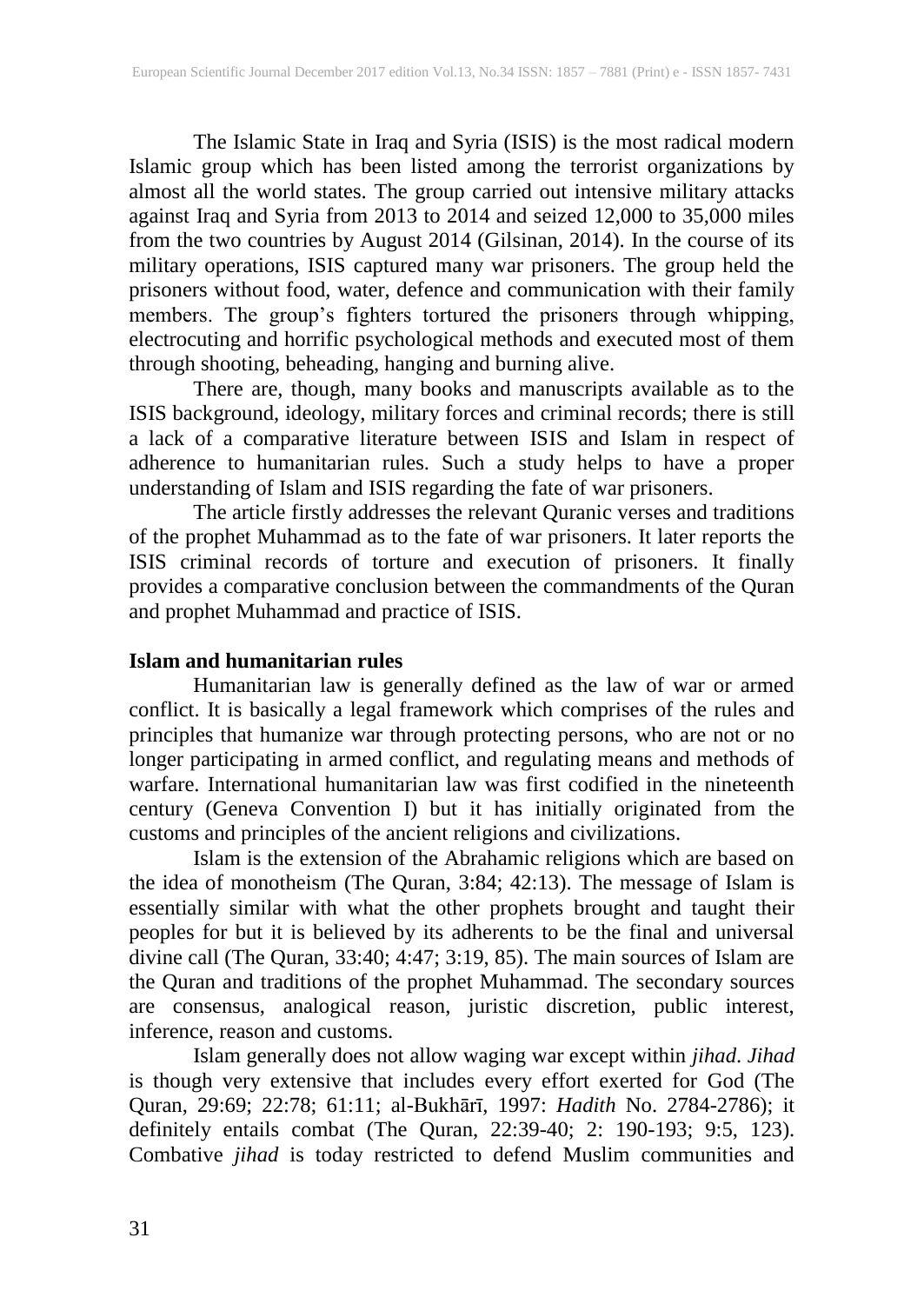The Islamic State in Iraq and Syria (ISIS) is the most radical modern Islamic group which has been listed among the terrorist organizations by almost all the world states. The group carried out intensive military attacks against Iraq and Syria from 2013 to 2014 and seized 12,000 to 35,000 miles from the two countries by August 2014 (Gilsinan, 2014). In the course of its military operations, ISIS captured many war prisoners. The group held the prisoners without food, water, defence and communication with their family members. The group's fighters tortured the prisoners through whipping, electrocuting and horrific psychological methods and executed most of them through shooting, beheading, hanging and burning alive.

There are, though, many books and manuscripts available as to the ISIS background, ideology, military forces and criminal records; there is still a lack of a comparative literature between ISIS and Islam in respect of adherence to humanitarian rules. Such a study helps to have a proper understanding of Islam and ISIS regarding the fate of war prisoners.

The article firstly addresses the relevant Quranic verses and traditions of the prophet Muhammad as to the fate of war prisoners. It later reports the ISIS criminal records of torture and execution of prisoners. It finally provides a comparative conclusion between the commandments of the Quran and prophet Muhammad and practice of ISIS.

## Islam and humanitarian rules

Humanitarian law is generally defined as the law of war or armed conflict. It is basically a legal framework which comprises of the rules and principles that humanize war through protecting persons, who are not or no longer participating in armed conflict, and regulating means and methods of warfare. International humanitarian law was first codified in the nineteenth century (Geneva Convention I) but it has initially originated from the customs and principles of the ancient religions and civilizations.

Islam is the extension of the Abrahamic religions which are based on the idea of monotheism (The Quran, 3:84; 42:13). The message of Islam is essentially similar with what the other prophets brought and taught their peoples for but it is believed by its adherents to be the final and universal divine call (The Quran, 33:40; 4:47; 3:19, 85). The main sources of Islam are the Quran and traditions of the prophet Muhammad. The secondary sources are consensus, analogical reason, juristic discretion, public interest, inference, reason and customs.

Islam generally does not allow waging war except within *jihad*. *Jihad* is though very extensive that includes every effort exerted for God (The Quran, 29:69; 22:78; 61:11; al-Bukhārī, 1997: *Hadith* No. 2784-2786); it definitely entails combat (The Quran, 22:39-40; 2: 190-193; 9:5, 123). Combative *jihad* is today restricted to defend Muslim communities and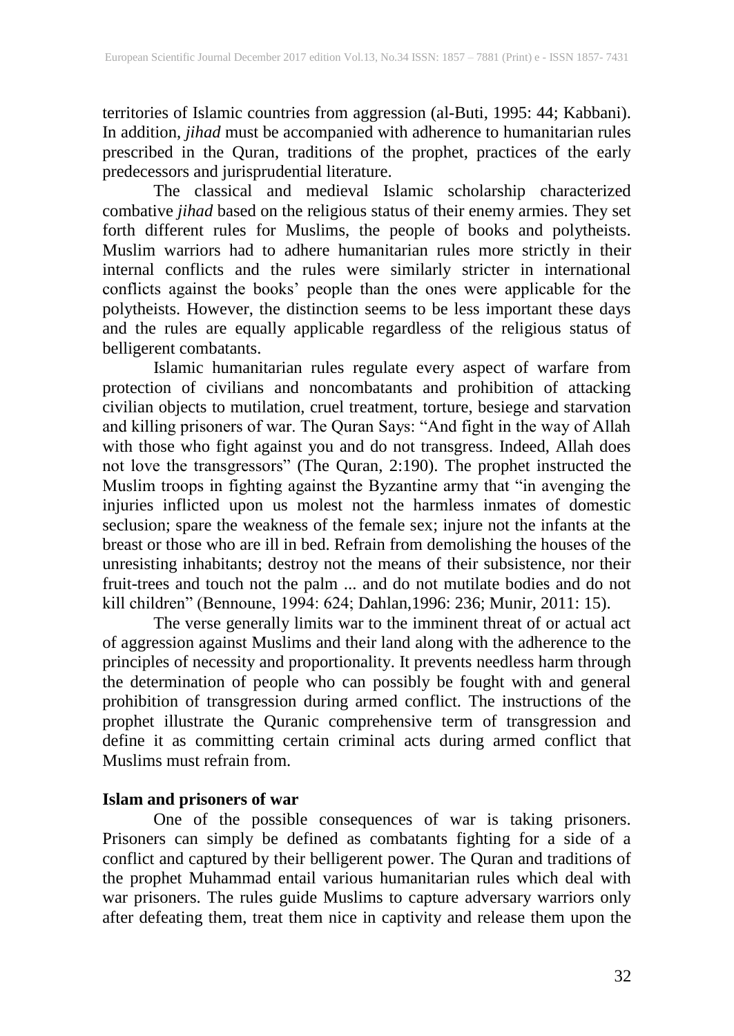territories of Islamic countries from aggression (al-Buti, 1995: 44; Kabbani). In addition, *jihad* must be accompanied with adherence to humanitarian rules prescribed in the Quran, traditions of the prophet, practices of the early predecessors and jurisprudential literature.

The classical and medieval Islamic scholarship characterized combative *jihad* based on the religious status of their enemy armies. They set forth different rules for Muslims, the people of books and polytheists. Muslim warriors had to adhere humanitarian rules more strictly in their internal conflicts and the rules were similarly stricter in international conflicts against the books' people than the ones were applicable for the polytheists. However, the distinction seems to be less important these days and the rules are equally applicable regardless of the religious status of belligerent combatants.

Islamic humanitarian rules regulate every aspect of warfare from protection of civilians and noncombatants and prohibition of attacking civilian objects to mutilation, cruel treatment, torture, besiege and starvation and killing prisoners of war. The Quran Says: "And fight in the way of Allah with those who fight against you and do not transgress. Indeed, Allah does not love the transgressors" (The Quran, 2:190). The prophet instructed the Muslim troops in fighting against the Byzantine army that "in avenging the injuries inflicted upon us molest not the harmless inmates of domestic seclusion; spare the weakness of the female sex; injure not the infants at the breast or those who are ill in bed. Refrain from demolishing the houses of the unresisting inhabitants; destroy not the means of their subsistence, nor their fruit-trees and touch not the palm ... and do not mutilate bodies and do not kill children" (Bennoune, 1994: 624; Dahlan,1996: 236; Munir, 2011: 15).

The verse generally limits war to the imminent threat of or actual act of aggression against Muslims and their land along with the adherence to the principles of necessity and proportionality. It prevents needless harm through the determination of people who can possibly be fought with and general prohibition of transgression during armed conflict. The instructions of the prophet illustrate the Quranic comprehensive term of transgression and define it as committing certain criminal acts during armed conflict that Muslims must refrain from.

**Islam and prisoners of war**

One of the possible consequences of war is taking prisoners. Prisoners can simply be defined as combatants fighting for a side of a conflict and captured by their belligerent power. The Quran and traditions of the prophet Muhammad entail various humanitarian rules which deal with war prisoners. The rules guide Muslims to capture adversary warriors only after defeating them, treat them nice in captivity and release them upon the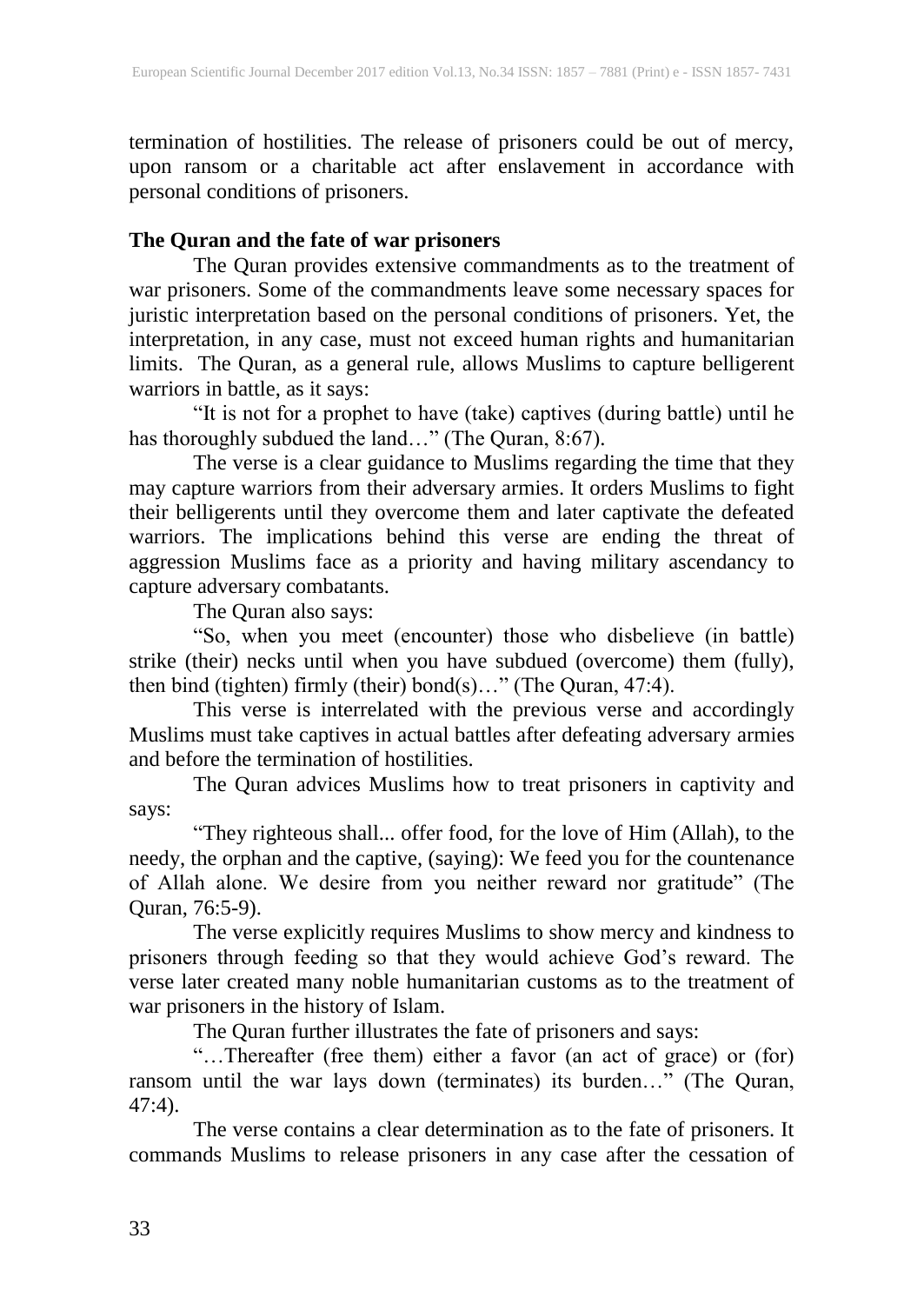termination of hostilities. The release of prisoners could be out of mercy, upon ransom or a charitable act after enslavement in accordance with personal conditions of prisoners.

**The Quran and the fate of war prisoners**

The Quran provides extensive commandments as to the treatment of war prisoners. Some of the commandments leave some necessary spaces for juristic interpretation based on the personal conditions of prisoners. Yet, the interpretation, in any case, must not exceed human rights and humanitarian limits. The Quran, as a general rule, allows Muslims to capture belligerent warriors in battle, as it says:

"It is not for a prophet to have (take) captives (during battle) until he has thoroughly subdued the land…" (The Quran, 8:67).

The verse is a clear guidance to Muslims regarding the time that they may capture warriors from their adversary armies. It orders Muslims to fight their belligerents until they overcome them and later captivate the defeated warriors. The implications behind this verse are ending the threat of aggression Muslims face as a priority and having military ascendancy to capture adversary combatants.

The Quran also says:

"So, when you meet (encounter) those who disbelieve (in battle) strike (their) necks until when you have subdued (overcome) them (fully), then bind (tighten) firmly (their) bond(s)…" (The Quran, 47:4).

This verse is interrelated with the previous verse and accordingly Muslims must take captives in actual battles after defeating adversary armies and before the termination of hostilities.

The Quran advices Muslims how to treat prisoners in captivity and says:

"They righteous shall... offer food, for the love of Him (Allah), to the needy, the orphan and the captive, (saying): We feed you for the countenance of Allah alone. We desire from you neither reward nor gratitude" (The Quran, 76:5-9).

The verse explicitly requires Muslims to show mercy and kindness to prisoners through feeding so that they would achieve God's reward. The verse later created many noble humanitarian customs as to the treatment of war prisoners in the history of Islam.

The Quran further illustrates the fate of prisoners and says:

"…Thereafter (free them) either a favor (an act of grace) or (for) ransom until the war lays down (terminates) its burden…" (The Quran, 47:4).

The verse contains a clear determination as to the fate of prisoners. It commands Muslims to release prisoners in any case after the cessation of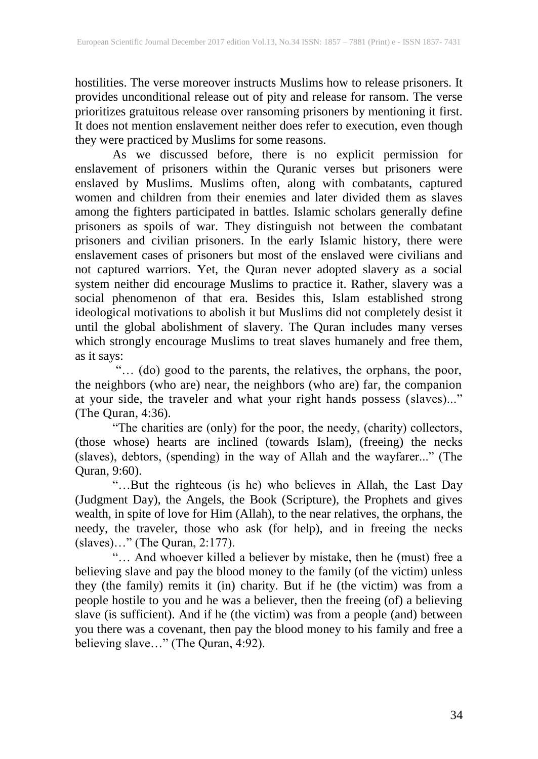hostilities. The verse moreover instructs Muslims how to release prisoners. It provides unconditional release out of pity and release for ransom. The verse prioritizes gratuitous release over ransoming prisoners by mentioning it first. It does not mention enslavement neither does refer to execution, even though they were practiced by Muslims for some reasons.

As we discussed before, there is no explicit permission for enslavement of prisoners within the Quranic verses but prisoners were enslaved by Muslims. Muslims often, along with combatants, captured women and children from their enemies and later divided them as slaves among the fighters participated in battles. Islamic scholars generally define prisoners as spoils of war. They distinguish not between the combatant prisoners and civilian prisoners. In the early Islamic history, there were enslavement cases of prisoners but most of the enslaved were civilians and not captured warriors. Yet, the Quran never adopted slavery as a social system neither did encourage Muslims to practice it. Rather, slavery was a social phenomenon of that era. Besides this, Islam established strong ideological motivations to abolish it but Muslims did not completely desist it until the global abolishment of slavery. The Quran includes many verses which strongly encourage Muslims to treat slaves humanely and free them, as it says:

"… (do) good to the parents, the relatives, the orphans, the poor, the neighbors (who are) near, the neighbors (who are) far, the companion at your side, the traveler and what your right hands possess (slaves)..." (The Quran, 4:36).

"The charities are (only) for the poor, the needy, (charity) collectors, (those whose) hearts are inclined (towards Islam), (freeing) the necks (slaves), debtors, (spending) in the way of Allah and the wayfarer..." (The Quran, 9:60).

"…But the righteous (is he) who believes in Allah, the Last Day (Judgment Day), the Angels, the Book (Scripture), the Prophets and gives wealth, in spite of love for Him (Allah), to the near relatives, the orphans, the needy, the traveler, those who ask (for help), and in freeing the necks (slaves)…" (The Quran, 2:177).

"… And whoever killed a believer by mistake, then he (must) free a believing slave and pay the blood money to the family (of the victim) unless they (the family) remits it (in) charity. But if he (the victim) was from a people hostile to you and he was a believer, then the freeing (of) a believing slave (is sufficient). And if he (the victim) was from a people (and) between you there was a covenant, then pay the blood money to his family and free a believing slave…" (The Quran, 4:92).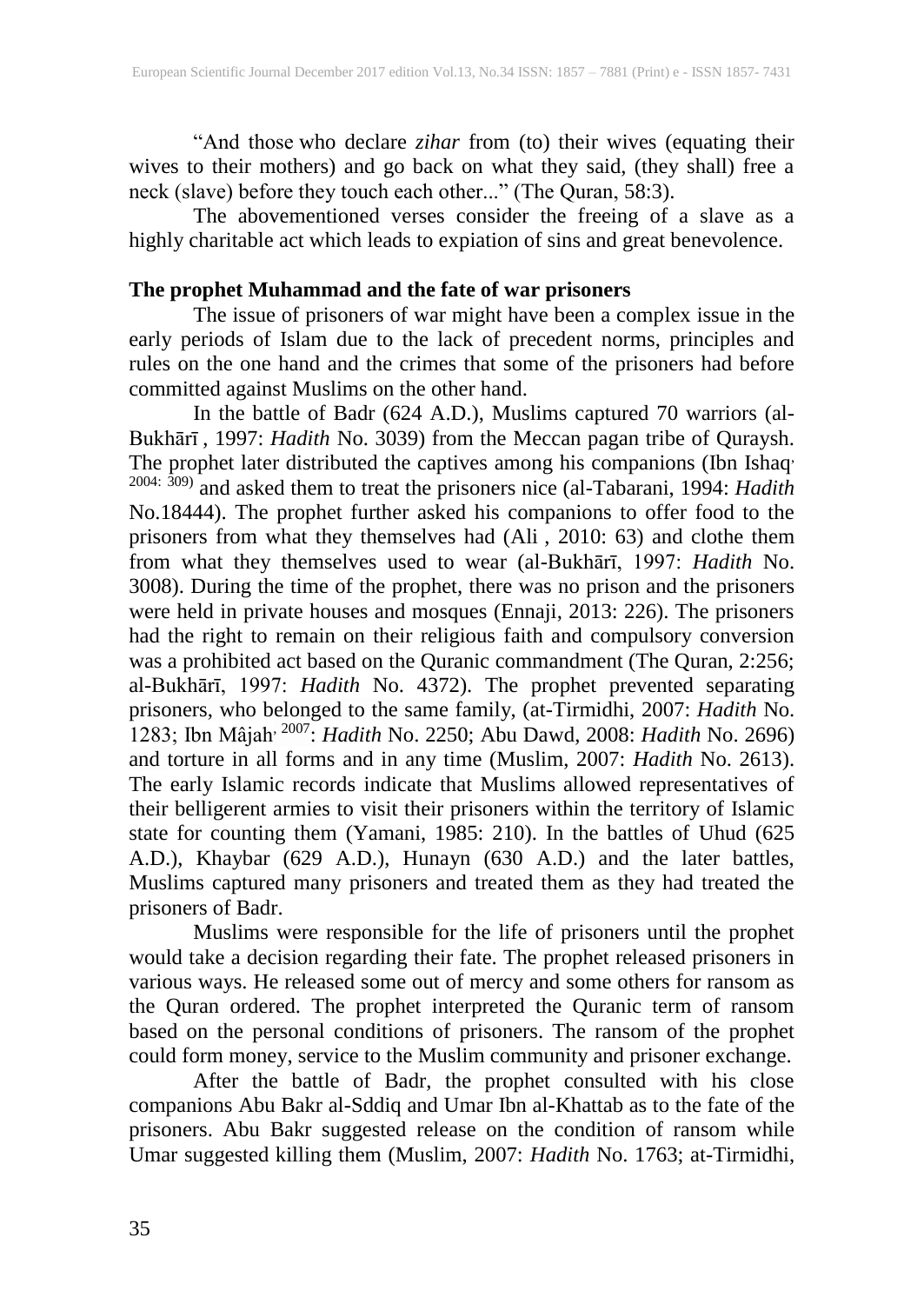"And those who declare *zihar* from (to) their wives (equating their wives to their mothers) and go back on what they said, (they shall) free a neck (slave) before they touch each other..." (The Quran, 58:3).

The abovementioned verses consider the freeing of a slave as a highly charitable act which leads to expiation of sins and great benevolence.

## The prophet Muhammad and the fate of war prisoners

The issue of prisoners of war might have been a complex issue in the early periods of Islam due to the lack of precedent norms, principles and rules on the one hand and the crimes that some of the prisoners had before committed against Muslims on the other hand.

In the battle of Badr (624 A.D.), Muslims captured 70 warriors (al-Bukhārī , 1997: *Hadith* No. 3039) from the Meccan pagan tribe of Quraysh. The prophet later distributed the captives among his companions (Ibn Ishaq, 2004: 309) and asked them to treat the prisoners nice (al-Tabarani, 1994: *Hadith* No.18444). The prophet further asked his companions to offer food to the prisoners from what they themselves had (Ali , 2010: 63) and clothe them from what they themselves used to wear (al-Bukhārī, 1997: *Hadith* No. 3008). During the time of the prophet, there was no prison and the prisoners were held in private houses and mosques (Ennaji, 2013: 226). The prisoners had the right to remain on their religious faith and compulsory conversion was a prohibited act based on the Quranic commandment (The Quran, 2:256; al-Bukhārī, 1997: *Hadith* No. 4372). The prophet prevented separating prisoners, who belonged to the same family, (at-Tirmidhi, 2007: *Hadith* No. 1283; Ibn Mâjah, 2007: *Hadith* No. 2250; Abu Dawd, 2008: *Hadith* No. 2696) and torture in all forms and in any time (Muslim, 2007: *Hadith* No. 2613). The early Islamic records indicate that Muslims allowed representatives of their belligerent armies to visit their prisoners within the territory of Islamic state for counting them (Yamani, 1985: 210). In the battles of Uhud (625 A.D.), Khaybar (629 A.D.), Hunayn (630 A.D.) and the later battles, Muslims captured many prisoners and treated them as they had treated the prisoners of Badr.

Muslims were responsible for the life of prisoners until the prophet would take a decision regarding their fate. The prophet released prisoners in various ways. He released some out of mercy and some others for ransom as the Quran ordered. The prophet interpreted the Quranic term of ransom based on the personal conditions of prisoners. The ransom of the prophet could form money, service to the Muslim community and prisoner exchange.

After the battle of Badr, the prophet consulted with his close companions Abu Bakr al-Sddiq and Umar Ibn al-Khattab as to the fate of the prisoners. Abu Bakr suggested release on the condition of ransom while Umar suggested killing them (Muslim, 2007: *Hadith* No. 1763; at-Tirmidhi,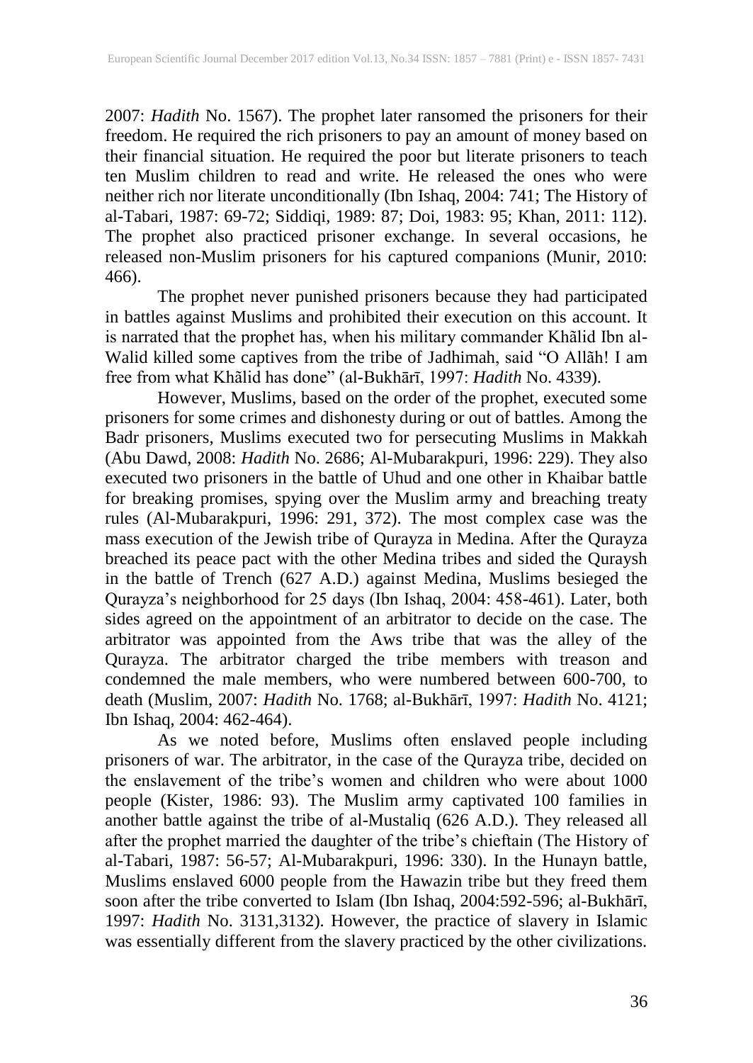2007: *Hadith* No. 1567). The prophet later ransomed the prisoners for their freedom. He required the rich prisoners to pay an amount of money based on their financial situation. He required the poor but literate prisoners to teach ten Muslim children to read and write. He released the ones who were neither rich nor literate unconditionally (Ibn Ishaq, 2004: 741; The History of al-Tabari, 1987: 69-72; Siddiqi, 1989: 87; Doi, 1983: 95; Khan, 2011: 112). The prophet also practiced prisoner exchange. In several occasions, he released non-Muslim prisoners for his captured companions (Munir, 2010: 466).

The prophet never punished prisoners because they had participated in battles against Muslims and prohibited their execution on this account. It is narrated that the prophet has, when his military commander Khãlid Ibn al-Walid killed some captives from the tribe of Jadhimah, said "O Allãh! I am free from what Khãlid has done" (al-Bukhārī, 1997: *Hadith* No. 4339).

However, Muslims, based on the order of the prophet, executed some prisoners for some crimes and dishonesty during or out of battles. Among the Badr prisoners, Muslims executed two for persecuting Muslims in Makkah (Abu Dawd, 2008: *Hadith* No. 2686; Al-Mubarakpuri, 1996: 229). They also executed two prisoners in the battle of Uhud and one other in Khaibar battle for breaking promises, spying over the Muslim army and breaching treaty rules (Al-Mubarakpuri, 1996: 291, 372). The most complex case was the mass execution of the Jewish tribe of Qurayza in Medina. After the Qurayza breached its peace pact with the other Medina tribes and sided the Quraysh in the battle of Trench (627 A.D.) against Medina, Muslims besieged the Qurayza's neighborhood for 25 days (Ibn Ishaq, 2004: 458-461). Later, both sides agreed on the appointment of an arbitrator to decide on the case. The arbitrator was appointed from the Aws tribe that was the alley of the Qurayza. The arbitrator charged the tribe members with treason and condemned the male members, who were numbered between 600-700, to death (Muslim, 2007: *Hadith* No. 1768; al-Bukhārī, 1997: *Hadith* No. 4121; Ibn Ishaq, 2004: 462-464).

As we noted before, Muslims often enslaved people including prisoners of war. The arbitrator, in the case of the Qurayza tribe, decided on the enslavement of the tribe's women and children who were about 1000 people (Kister, 1986: 93). The Muslim army captivated 100 families in another battle against the tribe of al-Mustaliq (626 A.D.). They released all after the prophet married the daughter of the tribe's chieftain (The History of al-Tabari, 1987: 56-57; Al-Mubarakpuri, 1996: 330). In the Hunayn battle, Muslims enslaved 6000 people from the Hawazin tribe but they freed them soon after the tribe converted to Islam (Ibn Ishaq, 2004:592-596; al-Bukhārī, 1997: *Hadith* No. 3131,3132). However, the practice of slavery in Islamic was essentially different from the slavery practiced by the other civilizations.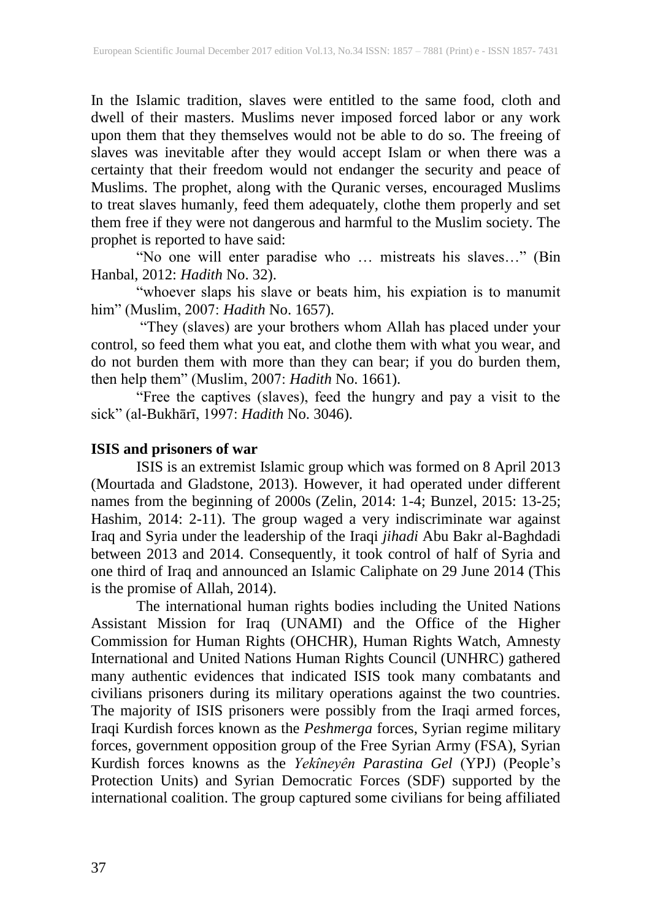In the Islamic tradition, slaves were entitled to the same food, cloth and dwell of their masters. Muslims never imposed forced labor or any work upon them that they themselves would not be able to do so. The freeing of slaves was inevitable after they would accept Islam or when there was a certainty that their freedom would not endanger the security and peace of Muslims. The prophet, along with the Quranic verses, encouraged Muslims to treat slaves humanly, feed them adequately, clothe them properly and set them free if they were not dangerous and harmful to the Muslim society. The prophet is reported to have said:

"No one will enter paradise who … mistreats his slaves…" (Bin Hanbal, 2012: *Hadith* No. 32).

"whoever slaps his slave or beats him, his expiation is to manumit him" (Muslim, 2007: *Hadith* No. 1657).

"They (slaves) are your brothers whom Allah has placed under your control, so feed them what you eat, and clothe them with what you wear, and do not burden them with more than they can bear; if you do burden them, then help them" (Muslim, 2007: *Hadith* No. 1661).

"Free the captives (slaves), feed the hungry and pay a visit to the sick" (al-Bukhārī, 1997: *Hadith* No. 3046).

## ISIS and prisoners of war

ISIS is an extremist Islamic group which was formed on 8 April 2013 (Mourtada and Gladstone, 2013). However, it had operated under different names from the beginning of 2000s (Zelin, 2014: 1-4; Bunzel, 2015: 13-25; Hashim, 2014: 2-11). The group waged a very indiscriminate war against Iraq and Syria under the leadership of the Iraqi *jihadi* Abu Bakr al-Baghdadi between 2013 and 2014. Consequently, it took control of half of Syria and one third of Iraq and announced an Islamic Caliphate on 29 June 2014 (This is the promise of Allah, 2014).

The international human rights bodies including the United Nations Assistant Mission for Iraq (UNAMI) and the Office of the Higher Commission for Human Rights (OHCHR), Human Rights Watch, Amnesty International and United Nations Human Rights Council (UNHRC) gathered many authentic evidences that indicated ISIS took many combatants and civilians prisoners during its military operations against the two countries. The majority of ISIS prisoners were possibly from the Iraqi armed forces, Iraqi Kurdish forces known as the *Peshmerga* forces, Syrian regime military forces, government opposition group of the Free Syrian Army (FSA), Syrian Kurdish forces knowns as the *Yekîneyên Parastina Gel* (YPJ) (People's Protection Units) and Syrian Democratic Forces (SDF) supported by the international coalition. The group captured some civilians for being affiliated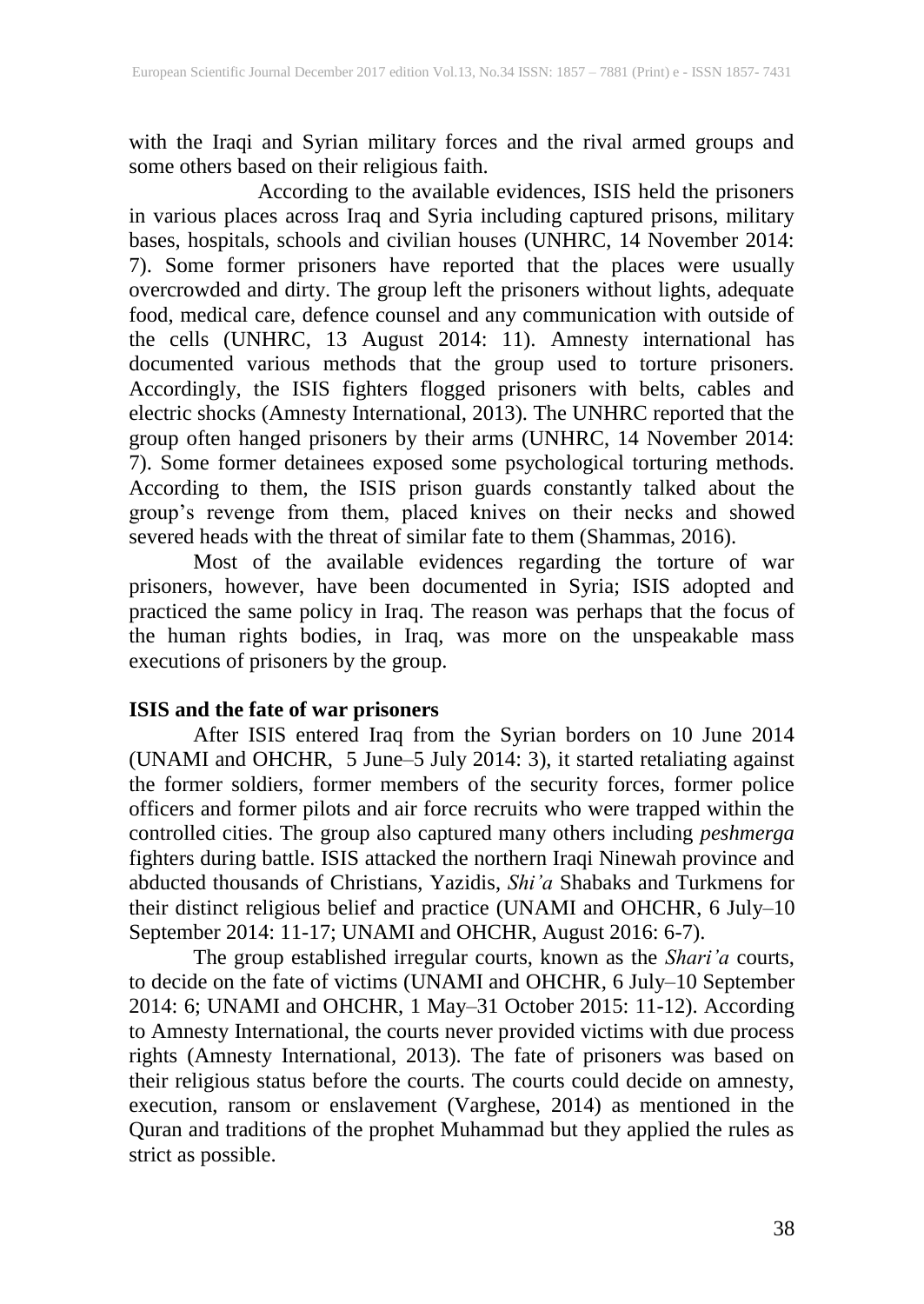with the Iraqi and Syrian military forces and the rival armed groups and some others based on their religious faith.

According to the available evidences, ISIS held the prisoners in various places across Iraq and Syria including captured prisons, military bases, hospitals, schools and civilian houses (UNHRC, 14 November 2014: 7). Some former prisoners have reported that the places were usually overcrowded and dirty. The group left the prisoners without lights, adequate food, medical care, defence counsel and any communication with outside of the cells (UNHRC, 13 August 2014: 11). Amnesty international has documented various methods that the group used to torture prisoners. Accordingly, the ISIS fighters flogged prisoners with belts, cables and electric shocks (Amnesty International, 2013). The UNHRC reported that the group often hanged prisoners by their arms (UNHRC, 14 November 2014: 7). Some former detainees exposed some psychological torturing methods. According to them, the ISIS prison guards constantly talked about the group's revenge from them, placed knives on their necks and showed severed heads with the threat of similar fate to them (Shammas, 2016).

Most of the available evidences regarding the torture of war prisoners, however, have been documented in Syria; ISIS adopted and practiced the same policy in Iraq. The reason was perhaps that the focus of the human rights bodies, in Iraq, was more on the unspeakable mass executions of prisoners by the group.

## ISIS and the fate of war prisoners

After ISIS entered Iraq from the Syrian borders on 10 June 2014 (UNAMI and OHCHR, 5 June–5 July 2014: 3), it started retaliating against the former soldiers, former members of the security forces, former police officers and former pilots and air force recruits who were trapped within the controlled cities. The group also captured many others including *peshmerga* fighters during battle. ISIS attacked the northern Iraqi Ninewah province and abducted thousands of Christians, Yazidis, *Shi'a* Shabaks and Turkmens for their distinct religious belief and practice (UNAMI and OHCHR, 6 July–10 September 2014: 11-17; UNAMI and OHCHR, August 2016: 6-7).

The group established irregular courts, known as the *Shari'a* courts, to decide on the fate of victims (UNAMI and OHCHR, 6 July–10 September 2014: 6; UNAMI and OHCHR, 1 May–31 October 2015: 11-12). According to Amnesty International, the courts never provided victims with due process rights (Amnesty International, 2013). The fate of prisoners was based on their religious status before the courts. The courts could decide on amnesty, execution, ransom or enslavement (Varghese, 2014) as mentioned in the Quran and traditions of the prophet Muhammad but they applied the rules as strict as possible.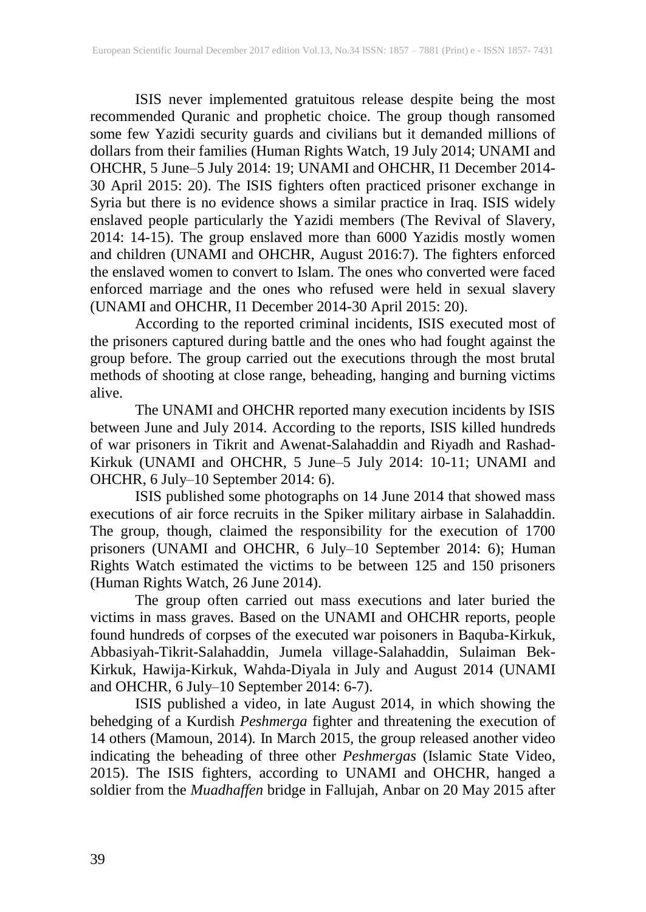ISIS never implemented gratuitous release despite being the most recommended Quranic and prophetic choice. The group though ransomed some few Yazidi security guards and civilians but it demanded millions of dollars from their families (Human Rights Watch, 19 July 2014; UNAMI and OHCHR, 5 June–5 July 2014: 19; UNAMI and OHCHR, I1 December 2014-30 April 2015: 20). The ISIS fighters often practiced prisoner exchange in Syria but there is no evidence shows a similar practice in Iraq. ISIS widely enslaved people particularly the Yazidi members (The Revival of Slavery, 2014: 14-15). The group enslaved more than 6000 Yazidis mostly women and children (UNAMI and OHCHR, August 2016:7). The fighters enforced the enslaved women to convert to Islam. The ones who converted were faced enforced marriage and the ones who refused were held in sexual slavery (UNAMI and OHCHR, I1 December 2014-30 April 2015: 20).

According to the reported criminal incidents, ISIS executed most of the prisoners captured during battle and the ones who had fought against the group before. The group carried out the executions through the most brutal methods of shooting at close range, beheading, hanging and burning victims alive.

The UNAMI and OHCHR reported many execution incidents by ISIS between June and July 2014. According to the reports, ISIS killed hundreds of war prisoners in Tikrit and Awenat-Salahaddin and Riyadh and Rashad-Kirkuk (UNAMI and OHCHR, 5 June–5 July 2014: 10-11; UNAMI and OHCHR, 6 July–10 September 2014: 6).

ISIS published some photographs on 14 June 2014 that showed mass executions of air force recruits in the Spiker military airbase in Salahaddin. The group, though, claimed the responsibility for the execution of 1700 prisoners (UNAMI and OHCHR, 6 July–10 September 2014: 6); Human Rights Watch estimated the victims to be between 125 and 150 prisoners (Human Rights Watch, 26 June 2014).

The group often carried out mass executions and later buried the victims in mass graves. Based on the UNAMI and OHCHR reports, people found hundreds of corpses of the executed war poisoners in Baquba-Kirkuk, Abbasiyah-Tikrit-Salahaddin, Jumela village-Salahaddin, Sulaiman Bek-Kirkuk, Hawija-Kirkuk, Wahda-Diyala in July and August 2014 (UNAMI and OHCHR, 6 July–10 September 2014: 6-7).

ISIS published a video, in late August 2014, in which showing the behedging of a Kurdish *Peshmerga* fighter and threatening the execution of 14 others (Mamoun, 2014). In March 2015, the group released another video indicating the beheading of three other *Peshmergas* (Islamic State Video, 2015). The ISIS fighters, according to UNAMI and OHCHR, hanged a soldier from the *Muadhaffen* bridge in Fallujah, Anbar on 20 May 2015 after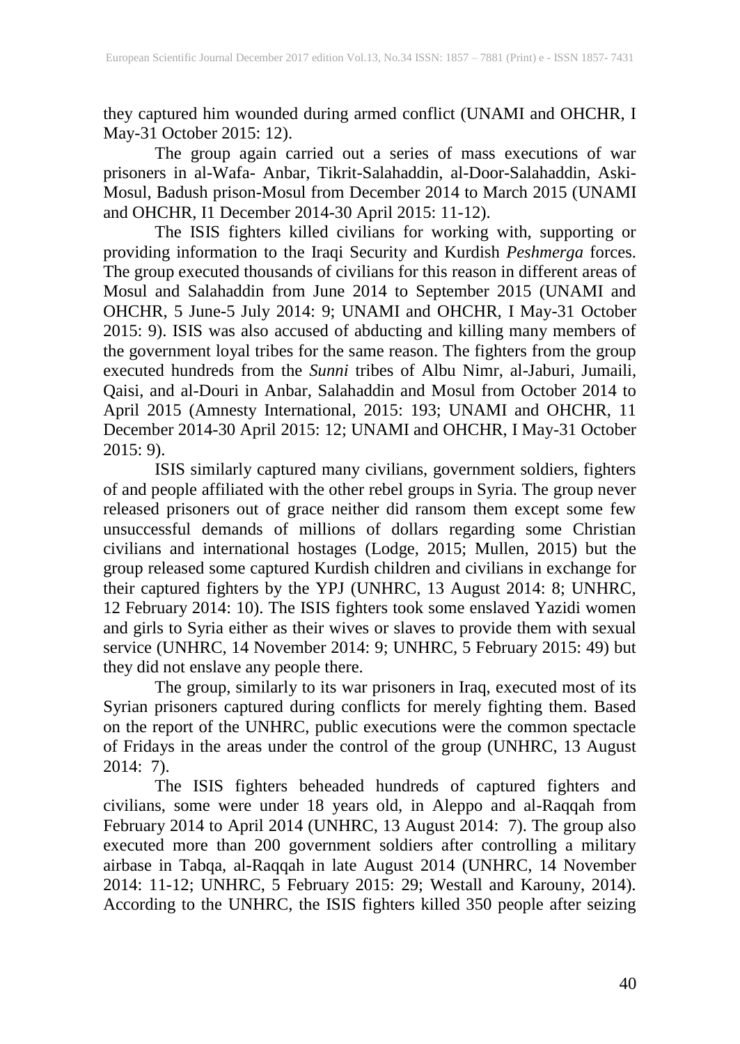they captured him wounded during armed conflict (UNAMI and OHCHR, I May-31 October 2015: 12).

The group again carried out a series of mass executions of war prisoners in al-Wafa- Anbar, Tikrit-Salahaddin, al-Door-Salahaddin, Aski-Mosul, Badush prison-Mosul from December 2014 to March 2015 (UNAMI and OHCHR, I1 December 2014-30 April 2015: 11-12).

The ISIS fighters killed civilians for working with, supporting or providing information to the Iraqi Security and Kurdish *Peshmerga* forces. The group executed thousands of civilians for this reason in different areas of Mosul and Salahaddin from June 2014 to September 2015 (UNAMI and OHCHR, 5 June-5 July 2014: 9; UNAMI and OHCHR, I May-31 October 2015: 9). ISIS was also accused of abducting and killing many members of the government loyal tribes for the same reason. The fighters from the group executed hundreds from the *Sunni* tribes of Albu Nimr, al-Jaburi, Jumaili, Qaisi, and al-Douri in Anbar, Salahaddin and Mosul from October 2014 to April 2015 (Amnesty International, 2015: 193; UNAMI and OHCHR, 11 December 2014-30 April 2015: 12; UNAMI and OHCHR, I May-31 October 2015: 9).

ISIS similarly captured many civilians, government soldiers, fighters of and people affiliated with the other rebel groups in Syria. The group never released prisoners out of grace neither did ransom them except some few unsuccessful demands of millions of dollars regarding some Christian civilians and international hostages (Lodge, 2015; Mullen, 2015) but the group released some captured Kurdish children and civilians in exchange for their captured fighters by the YPJ (UNHRC, 13 August 2014: 8; UNHRC, 12 February 2014: 10). The ISIS fighters took some enslaved Yazidi women and girls to Syria either as their wives or slaves to provide them with sexual service (UNHRC, 14 November 2014: 9; UNHRC, 5 February 2015: 49) but they did not enslave any people there.

The group, similarly to its war prisoners in Iraq, executed most of its Syrian prisoners captured during conflicts for merely fighting them. Based on the report of the UNHRC, public executions were the common spectacle of Fridays in the areas under the control of the group (UNHRC, 13 August 2014: 7).

The ISIS fighters beheaded hundreds of captured fighters and civilians, some were under 18 years old, in Aleppo and al-Raqqah from February 2014 to April 2014 (UNHRC, 13 August 2014: 7). The group also executed more than 200 government soldiers after controlling a military airbase in Tabqa, al-Raqqah in late August 2014 (UNHRC, 14 November 2014: 11-12; UNHRC, 5 February 2015: 29; Westall and Karouny, 2014). According to the UNHRC, the ISIS fighters killed 350 people after seizing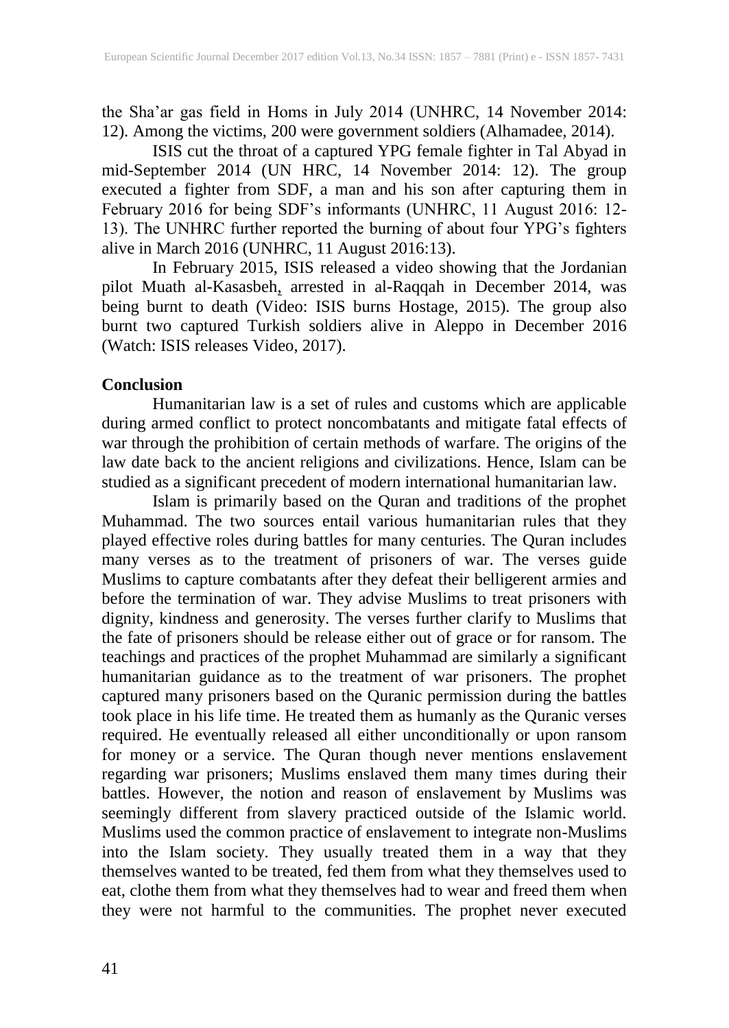the Sha'ar gas field in Homs in July 2014 (UNHRC, 14 November 2014: 12). Among the victims, 200 were government soldiers (Alhamadee, 2014).

ISIS cut the throat of a captured YPG female fighter in Tal Abyad in mid-September 2014 (UN HRC, 14 November 2014: 12). The group executed a fighter from SDF, a man and his son after capturing them in February 2016 for being SDF's informants (UNHRC, 11 August 2016: 12-13). The UNHRC further reported the burning of about four YPG's fighters alive in March 2016 (UNHRC, 11 August 2016:13).

In February 2015, ISIS released a video showing that the Jordanian pilot Muath al-Kasasbeh, arrested in al-Raqqah in December 2014, was being burnt to death (Video: ISIS burns Hostage, 2015). The group also burnt two captured Turkish soldiers alive in Aleppo in December 2016 (Watch: ISIS releases Video, 2017).

**Conclusion**

Humanitarian law is a set of rules and customs which are applicable during armed conflict to protect noncombatants and mitigate fatal effects of war through the prohibition of certain methods of warfare. The origins of the law date back to the ancient religions and civilizations. Hence, Islam can be studied as a significant precedent of modern international humanitarian law.

Islam is primarily based on the Quran and traditions of the prophet Muhammad. The two sources entail various humanitarian rules that they played effective roles during battles for many centuries. The Quran includes many verses as to the treatment of prisoners of war. The verses guide Muslims to capture combatants after they defeat their belligerent armies and before the termination of war. They advise Muslims to treat prisoners with dignity, kindness and generosity. The verses further clarify to Muslims that the fate of prisoners should be release either out of grace or for ransom. The teachings and practices of the prophet Muhammad are similarly a significant humanitarian guidance as to the treatment of war prisoners. The prophet captured many prisoners based on the Quranic permission during the battles took place in his life time. He treated them as humanly as the Quranic verses required. He eventually released all either unconditionally or upon ransom for money or a service. The Quran though never mentions enslavement regarding war prisoners; Muslims enslaved them many times during their battles. However, the notion and reason of enslavement by Muslims was seemingly different from slavery practiced outside of the Islamic world. Muslims used the common practice of enslavement to integrate non-Muslims into the Islam society. They usually treated them in a way that they themselves wanted to be treated, fed them from what they themselves used to eat, clothe them from what they themselves had to wear and freed them when they were not harmful to the communities. The prophet never executed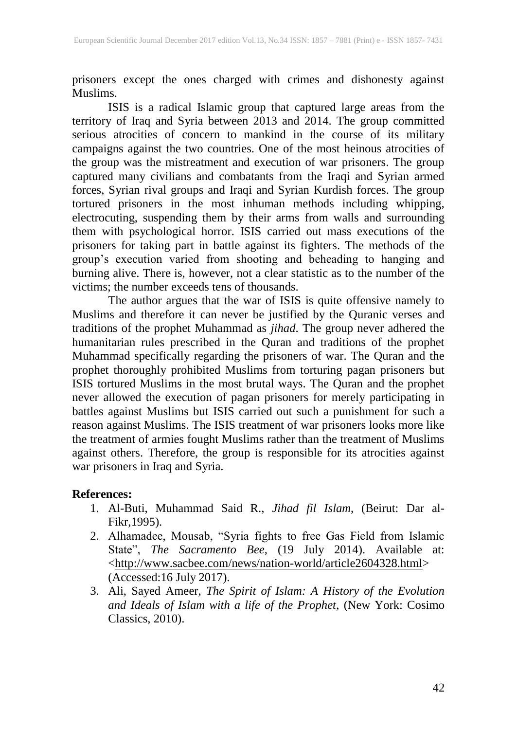prisoners except the ones charged with crimes and dishonesty against Muslims.

ISIS is a radical Islamic group that captured large areas from the territory of Iraq and Syria between 2013 and 2014. The group committed serious atrocities of concern to mankind in the course of its military campaigns against the two countries. One of the most heinous atrocities of the group was the mistreatment and execution of war prisoners. The group captured many civilians and combatants from the Iraqi and Syrian armed forces, Syrian rival groups and Iraqi and Syrian Kurdish forces. The group tortured prisoners in the most inhuman methods including whipping, electrocuting, suspending them by their arms from walls and surrounding them with psychological horror. ISIS carried out mass executions of the prisoners for taking part in battle against its fighters. The methods of the group's execution varied from shooting and beheading to hanging and burning alive. There is, however, not a clear statistic as to the number of the victims; the number exceeds tens of thousands.

The author argues that the war of ISIS is quite offensive namely to Muslims and therefore it can never be justified by the Quranic verses and traditions of the prophet Muhammad as *jihad*. The group never adhered the humanitarian rules prescribed in the Quran and traditions of the prophet Muhammad specifically regarding the prisoners of war. The Quran and the prophet thoroughly prohibited Muslims from torturing pagan prisoners but ISIS tortured Muslims in the most brutal ways. The Quran and the prophet never allowed the execution of pagan prisoners for merely participating in battles against Muslims but ISIS carried out such a punishment for such a reason against Muslims. The ISIS treatment of war prisoners looks more like the treatment of armies fought Muslims rather than the treatment of Muslims against others. Therefore, the group is responsible for its atrocities against war prisoners in Iraq and Syria.

**References:**

1. Al-Buti, Muhammad Said R., *Jihad fil Islam*, (Beirut: Dar al-Fikr,1995).
2. Alhamadee, Mousab, "Syria fights to free Gas Field from Islamic State", *The Sacramento Bee*, (19 July 2014). Available at: <http://www.sacbee.com/news/nation-world/article2604328.html> (Accessed:16 July 2017).
3. Ali, Sayed Ameer, *The Spirit of Islam: A History of the Evolution and Ideals of Islam with a life of the Prophet*, (New York: Cosimo Classics, 2010).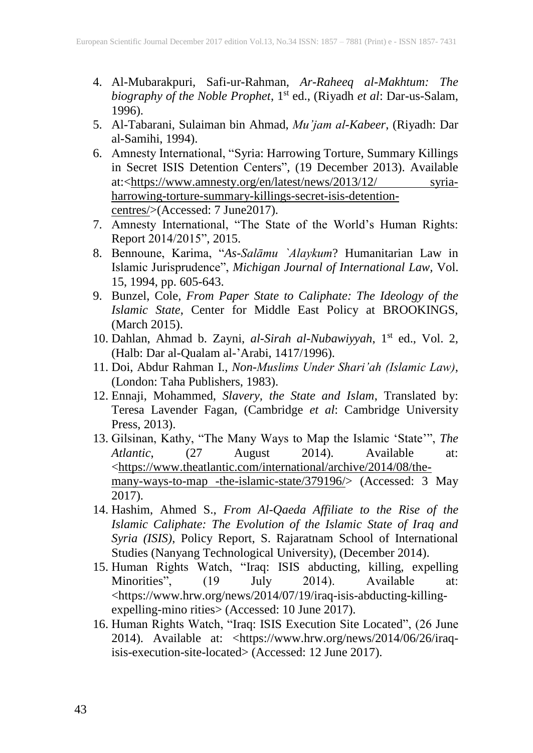4. Al-Mubarakpuri, Safi-ur-Rahman, *Ar-Raheeq al-Makhtum: The biography of the Noble Prophet*, 1st ed., (Riyadh *et al*: Dar-us-Salam, 1996).
5. Al-Tabarani, Sulaiman bin Ahmad, *Mu'jam al-Kabeer*, (Riyadh: Dar al-Samihi, 1994).
6. Amnesty International, "Syria: Harrowing Torture, Summary Killings in Secret ISIS Detention Centers", (19 December 2013). Available at:<https://www.amnesty.org/en/latest/news/2013/12/ syria-harrowing-torture-summary-killings-secret-isis-detention-centres/>(Accessed: 7 June2017).
7. Amnesty International, "The State of the World's Human Rights: Report 2014/2015", 2015.
8. Bennoune, Karima, "*As-Salāmu `Alaykum*? Humanitarian Law in Islamic Jurisprudence", *Michigan Journal of International Law*, Vol. 15, 1994, pp. 605-643.
9. Bunzel, Cole, *From Paper State to Caliphate: The Ideology of the Islamic State*, Center for Middle East Policy at BROOKINGS, (March 2015).
10. Dahlan, Ahmad b. Zayni, *al-Sirah al-Nubawiyyah*, 1st ed., Vol. 2, (Halb: Dar al-Qualam al-'Arabi, 1417/1996).
11. Doi, Abdur Rahman I., *Non-Muslims Under Shari'ah (Islamic Law)*, (London: Taha Publishers, 1983).
12. Ennaji, Mohammed, *Slavery, the State and Islam*, Translated by: Teresa Lavender Fagan, (Cambridge *et al*: Cambridge University Press, 2013).
13. Gilsinan, Kathy, "The Many Ways to Map the Islamic 'State'", *The Atlantic*, (27 August 2014). Available at: <https://www.theatlantic.com/international/archive/2014/08/the-many-ways-to-map -the-islamic-state/379196/> (Accessed: 3 May 2017).
14. Hashim, Ahmed S., *From Al-Qaeda Affiliate to the Rise of the Islamic Caliphate: The Evolution of the Islamic State of Iraq and Syria (ISIS)*, Policy Report, S. Rajaratnam School of International Studies (Nanyang Technological University), (December 2014).
15. Human Rights Watch, "Iraq: ISIS abducting, killing, expelling Minorities", (19 July 2014). Available at: <https://www.hrw.org/news/2014/07/19/iraq-isis-abducting-killing-expelling-mino rities> (Accessed: 10 June 2017).
16. Human Rights Watch, "Iraq: ISIS Execution Site Located", (26 June 2014). Available at: <https://www.hrw.org/news/2014/06/26/iraq-isis-execution-site-located> (Accessed: 12 June 2017).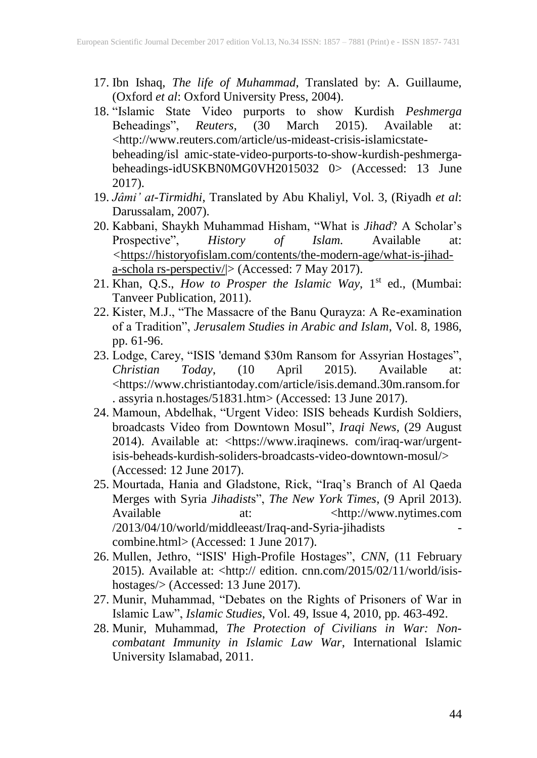17. Ibn Ishaq, *The life of Muhammad*, Translated by: A. Guillaume, (Oxford *et al*: Oxford University Press, 2004).
18. "Islamic State Video purports to show Kurdish *Peshmerga* Beheadings", *Reuters*, (30 March 2015). Available at: <http://www.reuters.com/article/us-mideast-crisis-islamicstate-beheading/isl amic-state-video-purports-to-show-kurdish-peshmerga-beheadings-idUSKBN0MG0VH2015032 0> (Accessed: 13 June 2017).
19. *Jâmi' at-Tirmidhi*, Translated by Abu Khaliyl, Vol. 3, (Riyadh *et al*: Darussalam, 2007).
20. Kabbani, Shaykh Muhammad Hisham, "What is *Jihad*? A Scholar's Prospective", *History of Islam.* Available at: <https://historyofislam.com/contents/the-modern-age/what-is-jihad-a-schola rs-perspectiv/|> (Accessed: 7 May 2017).
21. Khan, Q.S., *How to Prosper the Islamic Way*, 1st ed., (Mumbai: Tanveer Publication, 2011).
22. Kister, M.J., "The Massacre of the Banu Qurayza: A Re-examination of a Tradition", *Jerusalem Studies in Arabic and Islam*, Vol. 8, 1986, pp. 61-96.
23. Lodge, Carey, "ISIS 'demand $30m Ransom for Assyrian Hostages", *Christian Today*, (10 April 2015). Available at: <https://www.christiantoday.com/article/isis.demand.30m.ransom.for . assyria n.hostages/51831.htm> (Accessed: 13 June 2017).
24. Mamoun, Abdelhak, "Urgent Video: ISIS beheads Kurdish Soldiers, broadcasts Video from Downtown Mosul", *Iraqi News*, (29 August 2014). Available at: <https://www.iraqinews. com/iraq-war/urgent-isis-beheads-kurdish-soliders-broadcasts-video-downtown-mosul/> (Accessed: 12 June 2017).
25. Mourtada, Hania and Gladstone, Rick, "Iraq's Branch of Al Qaeda Merges with Syria *Jihadist*s", *The New York Times*, (9 April 2013). Available at: <http://www.nytimes.com /2013/04/10/world/middleeast/Iraq-and-Syria-jihadists - combine.html> (Accessed: 1 June 2017).
26. Mullen, Jethro, "ISIS' High-Profile Hostages", *CNN*, (11 February 2015). Available at: <http:// edition. cnn.com/2015/02/11/world/isis-hostages/> (Accessed: 13 June 2017).
27. Munir, Muhammad, "Debates on the Rights of Prisoners of War in Islamic Law", *Islamic Studies*, Vol. 49, Issue 4, 2010, pp. 463-492.
28. Munir, Muhammad, *The Protection of Civilians in War: Non-combatant Immunity in Islamic Law War*, International Islamic University Islamabad, 2011.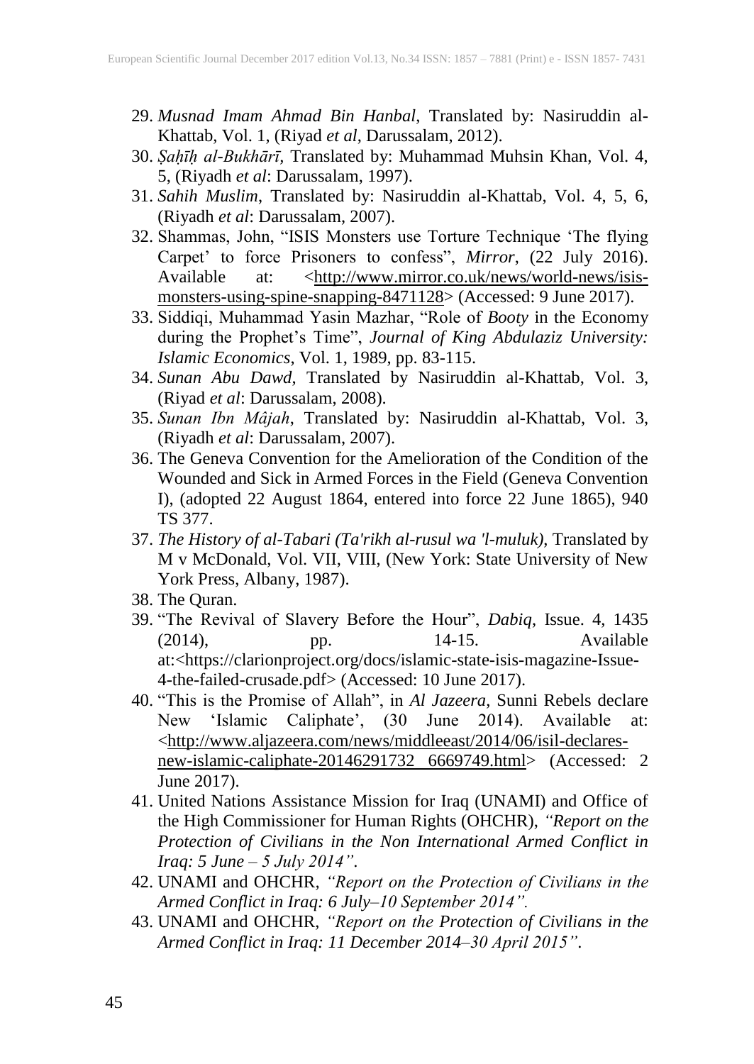29. *Musnad Imam Ahmad Bin Hanbal*, Translated by: Nasiruddin al-Khattab, Vol. 1, (Riyad *et al*, Darussalam, 2012).
30. *Ṣaḥīḥ al-Bukhārī*, Translated by: Muhammad Muhsin Khan, Vol. 4, 5, (Riyadh *et al*: Darussalam, 1997).
31. *Sahih Muslim*, Translated by: Nasiruddin al-Khattab, Vol. 4, 5, 6, (Riyadh *et al*: Darussalam, 2007).
32. Shammas, John, "ISIS Monsters use Torture Technique 'The flying Carpet' to force Prisoners to confess", *Mirror*, (22 July 2016). Available at: <http://www.mirror.co.uk/news/world-news/isis-monsters-using-spine-snapping-8471128> (Accessed: 9 June 2017).
33. Siddiqi, Muhammad Yasin Mazhar, "Role of *Booty* in the Economy during the Prophet's Time", *Journal of King Abdulaziz University: Islamic Economics*, Vol. 1, 1989, pp. 83-115.
34. *Sunan Abu Dawd*, Translated by Nasiruddin al-Khattab, Vol. 3, (Riyad *et al*: Darussalam, 2008).
35. *Sunan Ibn Mâjah*, Translated by: Nasiruddin al-Khattab, Vol. 3, (Riyadh *et al*: Darussalam, 2007).
36. The Geneva Convention for the Amelioration of the Condition of the Wounded and Sick in Armed Forces in the Field (Geneva Convention I), (adopted 22 August 1864, entered into force 22 June 1865), 940 TS 377.
37. *The History of al-Tabari (Ta'rikh al-rusul wa 'l-muluk)*, Translated by M v McDonald, Vol. VII, VIII, (New York: State University of New York Press, Albany, 1987).
38. The Quran.
39. "The Revival of Slavery Before the Hour", *Dabiq*, Issue. 4, 1435 (2014), pp. 14-15. Available at:<https://clarionproject.org/docs/islamic-state-isis-magazine-Issue-4-the-failed-crusade.pdf> (Accessed: 10 June 2017).
40. "This is the Promise of Allah", in *Al Jazeera*, Sunni Rebels declare New 'Islamic Caliphate', (30 June 2014). Available at: <http://www.aljazeera.com/news/middleeast/2014/06/isil-declares-new-islamic-caliphate-20146291732 6669749.html> (Accessed: 2 June 2017).
41. United Nations Assistance Mission for Iraq (UNAMI) and Office of the High Commissioner for Human Rights (OHCHR), *"Report on the Protection of Civilians in the Non International Armed Conflict in Iraq: 5 June – 5 July 2014"*.
42. UNAMI and OHCHR, *"Report on the Protection of Civilians in the Armed Conflict in Iraq: 6 July–10 September 2014".*
43. UNAMI and OHCHR, *"Report on the Protection of Civilians in the Armed Conflict in Iraq: 11 December 2014–30 April 2015"*.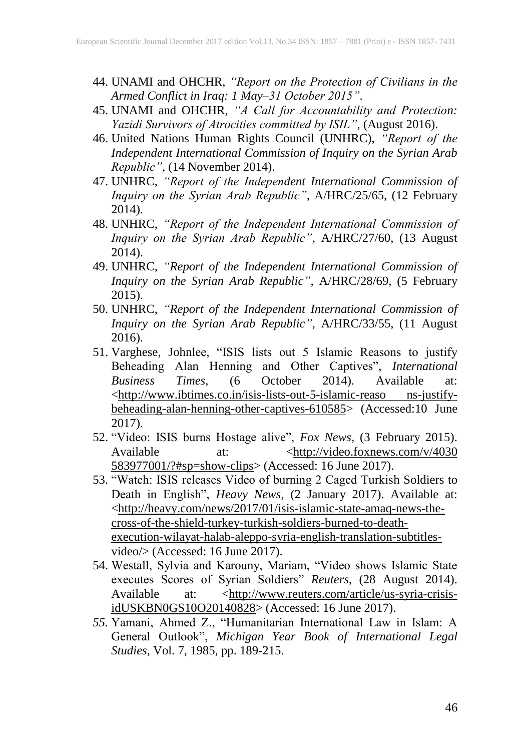44. UNAMI and OHCHR, *"Report on the Protection of Civilians in the Armed Conflict in Iraq: 1 May–31 October 2015"*.
45. UNAMI and OHCHR, *"A Call for Accountability and Protection: Yazidi Survivors of Atrocities committed by ISIL"*, (August 2016).
46. United Nations Human Rights Council (UNHRC), *"Report of the Independent International Commission of Inquiry on the Syrian Arab Republic"*, (14 November 2014).
47. UNHRC, *"Report of the Independent International Commission of Inquiry on the Syrian Arab Republic"*, A/HRC/25/65, (12 February 2014).
48. UNHRC, *"Report of the Independent International Commission of Inquiry on the Syrian Arab Republic"*, A/HRC/27/60, (13 August 2014).
49. UNHRC, *"Report of the Independent International Commission of Inquiry on the Syrian Arab Republic"*, A/HRC/28/69, (5 February 2015).
50. UNHRC, *"Report of the Independent International Commission of Inquiry on the Syrian Arab Republic"*, A/HRC/33/55, (11 August 2016).
51. Varghese, Johnlee, "ISIS lists out 5 Islamic Reasons to justify Beheading Alan Henning and Other Captives", *International Business Times*, (6 October 2014). Available at: <http://www.ibtimes.co.in/isis-lists-out-5-islamic-reaso ns-justify-beheading-alan-henning-other-captives-610585> (Accessed:10 June 2017).
52. "Video: ISIS burns Hostage alive", *Fox News*, (3 February 2015). Available at: <http://video.foxnews.com/v/4030 583977001/?#sp=show-clips> (Accessed: 16 June 2017).
53. "Watch: ISIS releases Video of burning 2 Caged Turkish Soldiers to Death in English", *Heavy News*, (2 January 2017). Available at: <http://heavy.com/news/2017/01/isis-islamic-state-amaq-news-the-cross-of-the-shield-turkey-turkish-soldiers-burned-to-death-execution-wilayat-halab-aleppo-syria-english-translation-subtitles-video/> (Accessed: 16 June 2017).
54. Westall, Sylvia and Karouny, Mariam, "Video shows Islamic State executes Scores of Syrian Soldiers" *Reuters*, (28 August 2014). Available at: <http://www.reuters.com/article/us-syria-crisis-idUSKBN0GS10O20140828> (Accessed: 16 June 2017).
55. Yamani, Ahmed Z., "Humanitarian International Law in Islam: A General Outlook", *Michigan Year Book of International Legal Studies*, Vol. 7, 1985, pp. 189-215.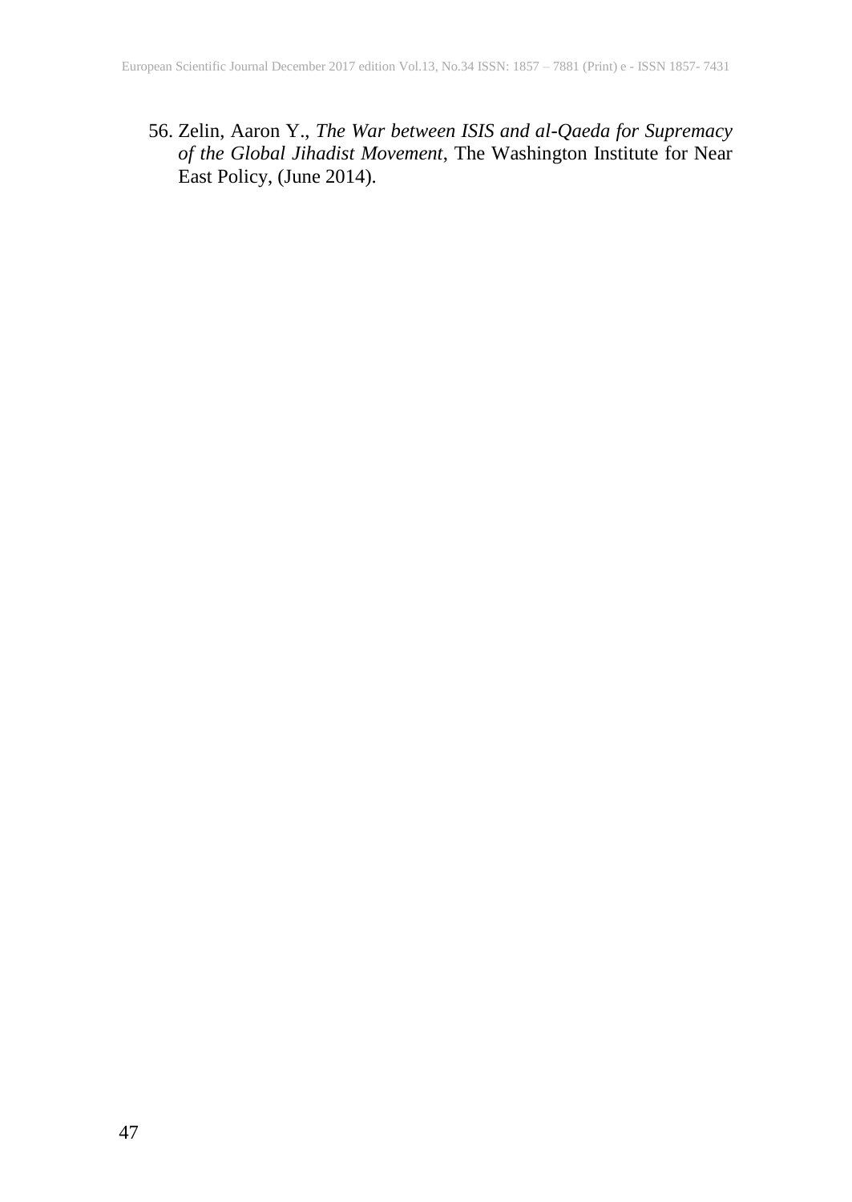56. Zelin, Aaron Y., *The War between ISIS and al-Qaeda for Supremacy of the Global Jihadist Movement*, The Washington Institute for Near East Policy, (June 2014).